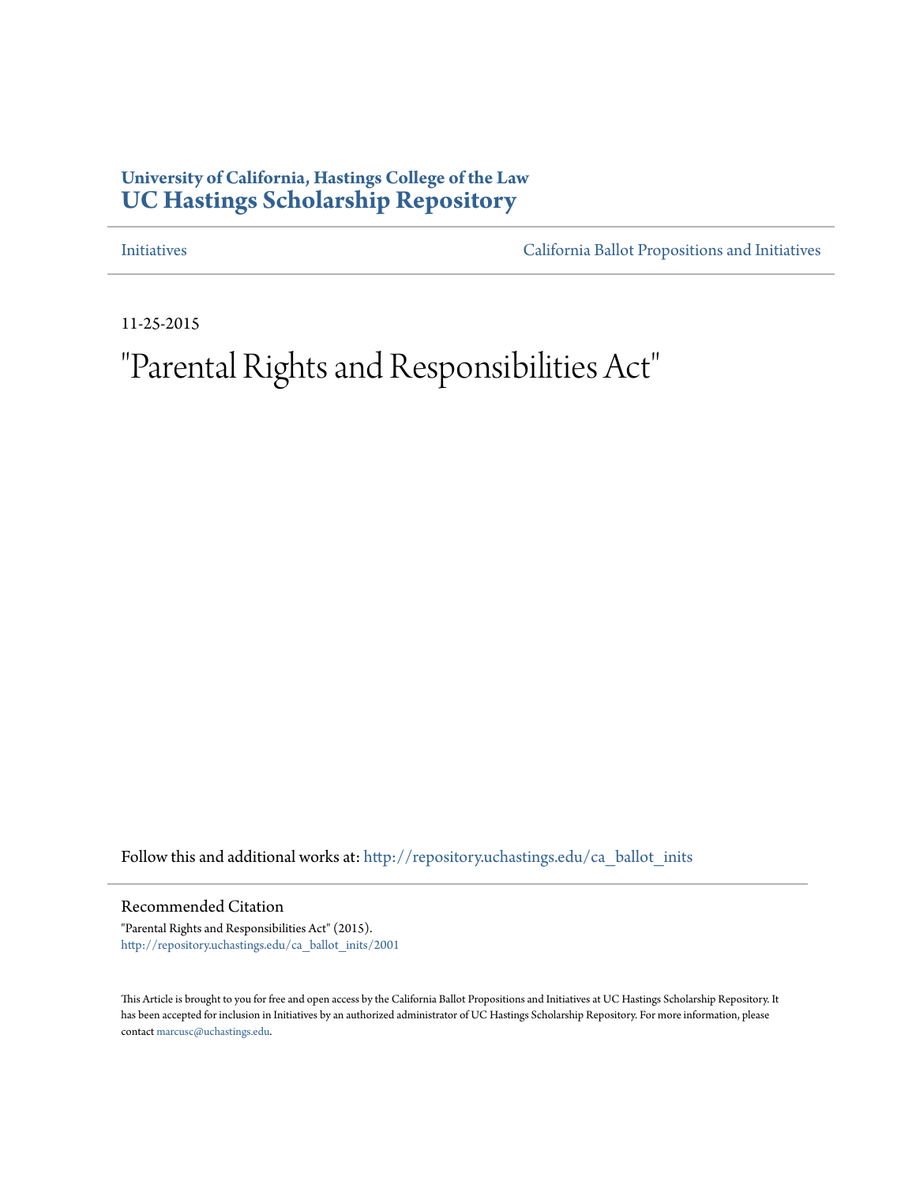**University of California, Hastings College of the Law**
# UC Hastings Scholarship Repository

Initiatives — California Ballot Propositions and Initiatives

11-25-2015

# "Parental Rights and Responsibilities Act"

Follow this and additional works at: http://repository.uchastings.edu/ca_ballot_inits

## Recommended Citation

"Parental Rights and Responsibilities Act" (2015).
http://repository.uchastings.edu/ca_ballot_inits/2001

This Article is brought to you for free and open access by the California Ballot Propositions and Initiatives at UC Hastings Scholarship Repository. It has been accepted for inclusion in Initiatives by an authorized administrator of UC Hastings Scholarship Repository. For more information, please contact marcusc@uchastings.edu.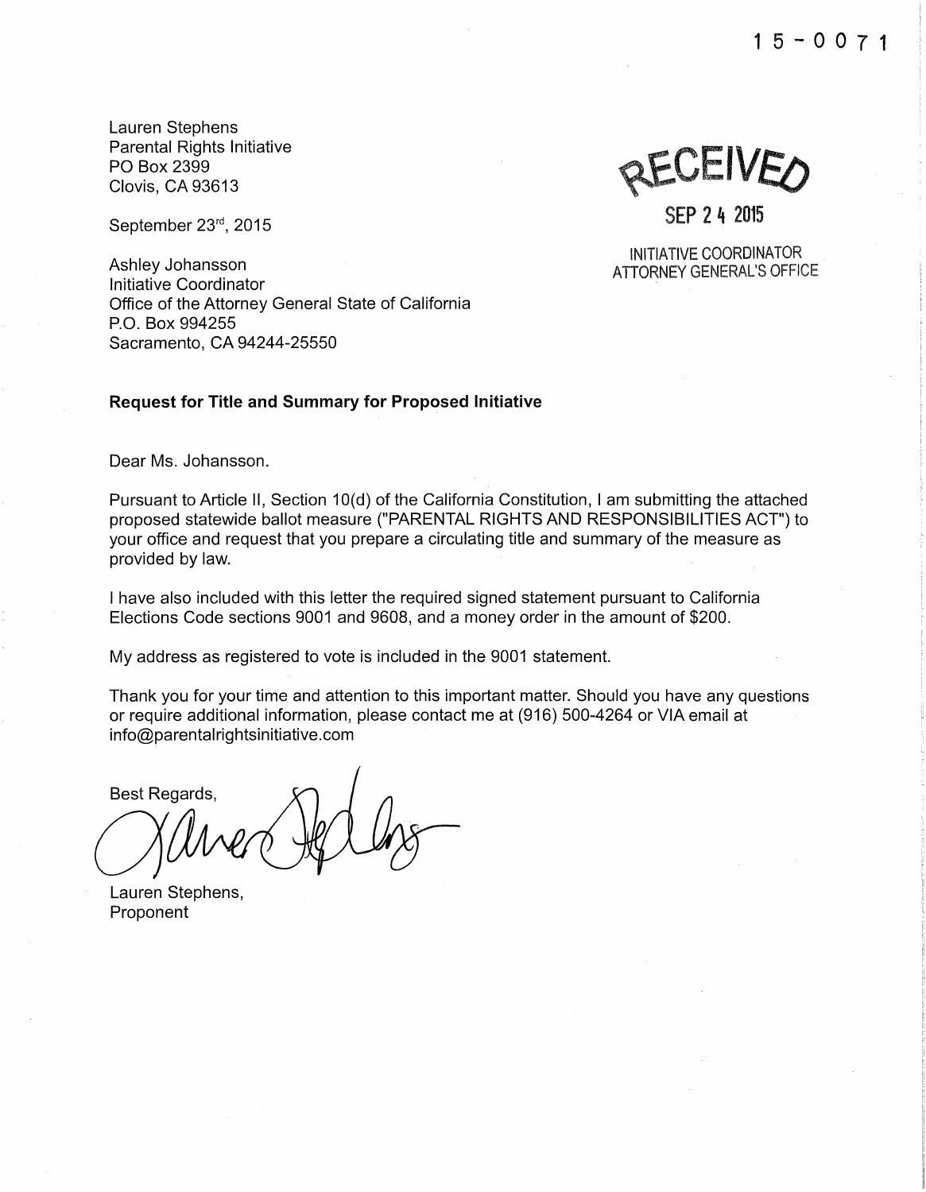15-0071

Lauren Stephens
Parental Rights Initiative
PO Box 2399
Clovis, CA 93613

RECEIVED

SEP 24 2015

INITIATIVE COORDINATOR
ATTORNEY GENERAL'S OFFICE

September 23rd, 2015

Ashley Johansson
Initiative Coordinator
Office of the Attorney General State of California
P.O. Box 994255
Sacramento, CA 94244-25550

**Request for Title and Summary for Proposed Initiative**

Dear Ms. Johansson.

Pursuant to Article II, Section 10(d) of the California Constitution, I am submitting the attached proposed statewide ballot measure ("PARENTAL RIGHTS AND RESPONSIBILITIES ACT") to your office and request that you prepare a circulating title and summary of the measure as provided by law.

I have also included with this letter the required signed statement pursuant to California Elections Code sections 9001 and 9608, and a money order in the amount of $200.

My address as registered to vote is included in the 9001 statement.

Thank you for your time and attention to this important matter. Should you have any questions or require additional information, please contact me at (916) 500-4264 or VIA email at info@parentalrightsinitiative.com

Best Regards,

Lauren Stephens,
Proponent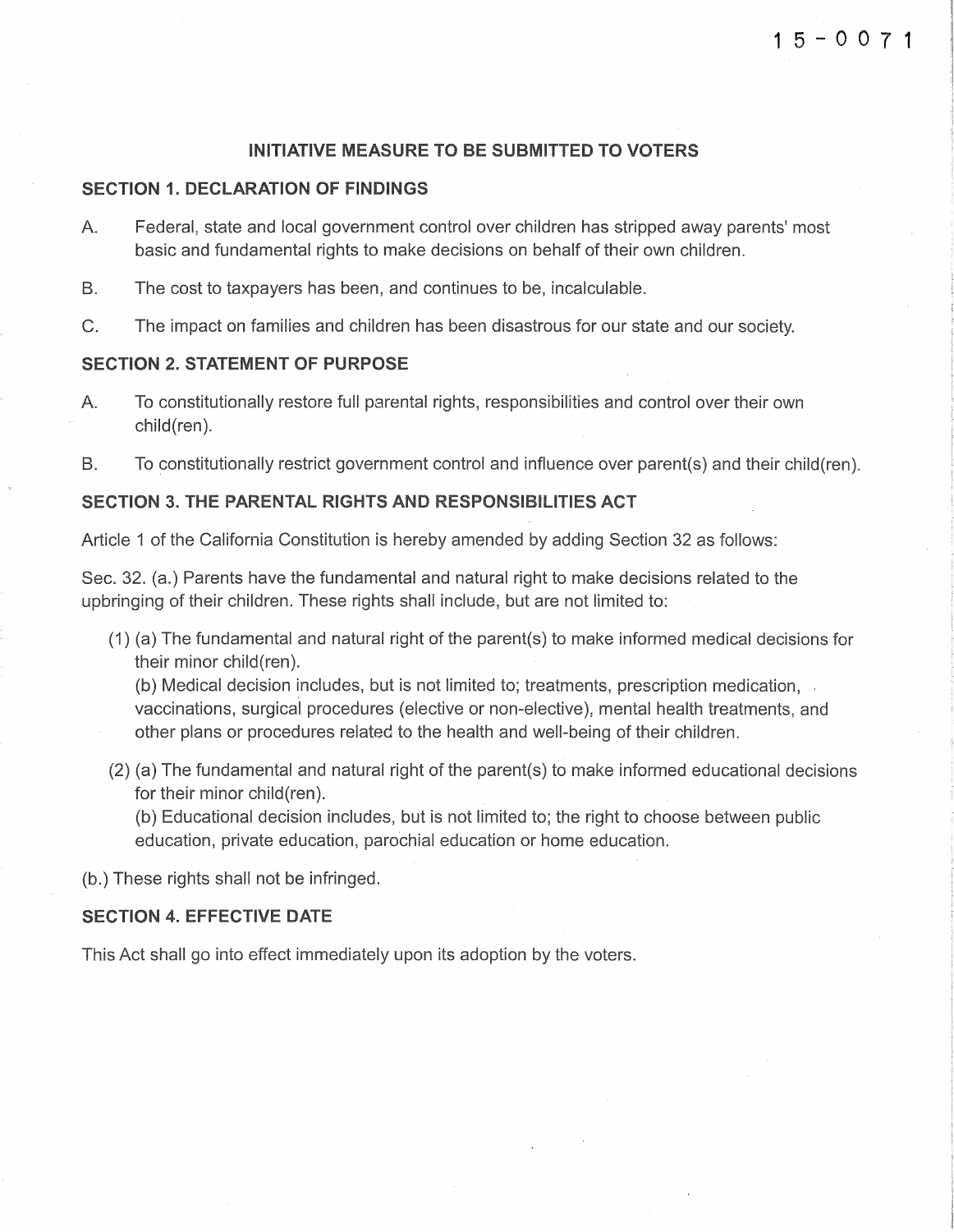15-0071

## INITIATIVE MEASURE TO BE SUBMITTED TO VOTERS

### SECTION 1. DECLARATION OF FINDINGS

A. Federal, state and local government control over children has stripped away parents' most basic and fundamental rights to make decisions on behalf of their own children.

B. The cost to taxpayers has been, and continues to be, incalculable.

C. The impact on families and children has been disastrous for our state and our society.

### SECTION 2. STATEMENT OF PURPOSE

A. To constitutionally restore full parental rights, responsibilities and control over their own child(ren).

B. To constitutionally restrict government control and influence over parent(s) and their child(ren).

### SECTION 3. THE PARENTAL RIGHTS AND RESPONSIBILITIES ACT

Article 1 of the California Constitution is hereby amended by adding Section 32 as follows:

Sec. 32. (a.) Parents have the fundamental and natural right to make decisions related to the upbringing of their children. These rights shall include, but are not limited to:

(1) (a) The fundamental and natural right of the parent(s) to make informed medical decisions for their minor child(ren).
(b) Medical decision includes, but is not limited to; treatments, prescription medication, vaccinations, surgical procedures (elective or non-elective), mental health treatments, and other plans or procedures related to the health and well-being of their children.

(2) (a) The fundamental and natural right of the parent(s) to make informed educational decisions for their minor child(ren).
(b) Educational decision includes, but is not limited to; the right to choose between public education, private education, parochial education or home education.

(b.) These rights shall not be infringed.

### SECTION 4. EFFECTIVE DATE

This Act shall go into effect immediately upon its adoption by the voters.